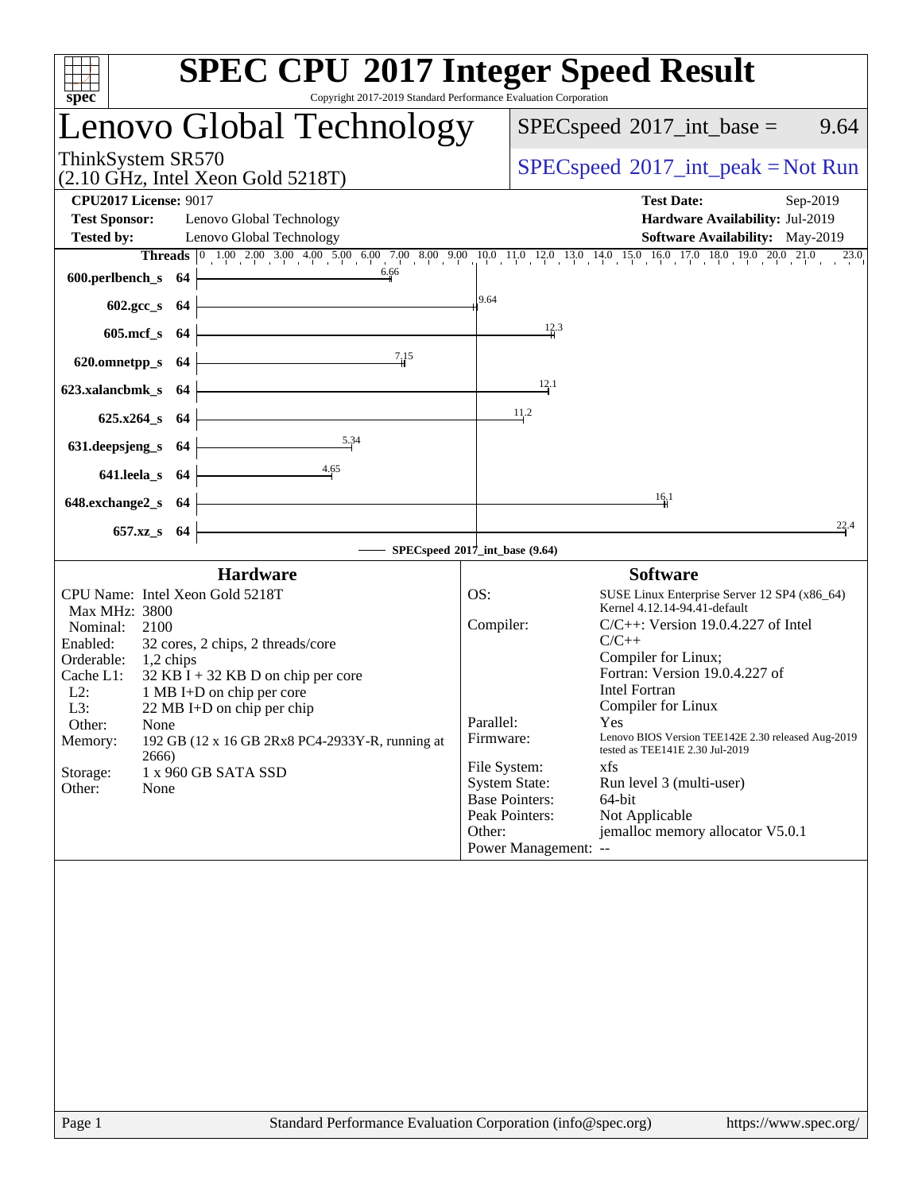# SPEC CPU 2017 Integer Speed Result

Copyright 2017-2019 Standard Performance Evaluation Corporation

## Lenovo Global Technology

ThinkSystem SR570
(2.10 GHz, Intel Xeon Gold 5218T)

SPECspeed 2017_int_base = 9.64

SPECspeed 2017_int_peak = Not Run

**CPU2017 License:** 9017
**Test Sponsor:** Lenovo Global Technology
**Tested by:** Lenovo Global Technology

**Test Date:** Sep-2019
**Hardware Availability:** Jul-2019
**Software Availability:** May-2019

| Benchmark | Threads | Base Ratio |
|---|---|---|
| 600.perlbench_s | 64 | 6.66 |
| 602.gcc_s | 64 | 9.64 |
| 605.mcf_s | 64 | 12.3 |
| 620.omnetpp_s | 64 | 7.15 |
| 623.xalancbmk_s | 64 | 12.1 |
| 625.x264_s | 64 | 11.2 |
| 631.deepsjeng_s | 64 | 5.34 |
| 641.leela_s | 64 | 4.65 |
| 648.exchange2_s | 64 | 16.1 |
| 657.xz_s | 64 | 22.4 |

SPECspeed 2017_int_base (9.64)

### Hardware

| | |
|---|---|
| CPU Name: | Intel Xeon Gold 5218T |
| Max MHz: | 3800 |
| Nominal: | 2100 |
| Enabled: | 32 cores, 2 chips, 2 threads/core |
| Orderable: | 1,2 chips |
| Cache L1: | 32 KB I + 32 KB D on chip per core |
| L2: | 1 MB I+D on chip per core |
| L3: | 22 MB I+D on chip per chip |
| Other: | None |
| Memory: | 192 GB (12 x 16 GB 2Rx8 PC4-2933Y-R, running at 2666) |
| Storage: | 1 x 960 GB SATA SSD |
| Other: | None |

### Software

| | |
|---|---|
| OS: | SUSE Linux Enterprise Server 12 SP4 (x86_64) Kernel 4.12.14-94.41-default |
| Compiler: | C/C++: Version 19.0.4.227 of Intel C/C++ Compiler for Linux; Fortran: Version 19.0.4.227 of Intel Fortran Compiler for Linux |
| Parallel: | Yes |
| Firmware: | Lenovo BIOS Version TEE142E 2.30 released Aug-2019 tested as TEE141E 2.30 Jul-2019 |
| File System: | xfs |
| System State: | Run level 3 (multi-user) |
| Base Pointers: | 64-bit |
| Peak Pointers: | Not Applicable |
| Other: | jemalloc memory allocator V5.0.1 |
| Power Management: | -- |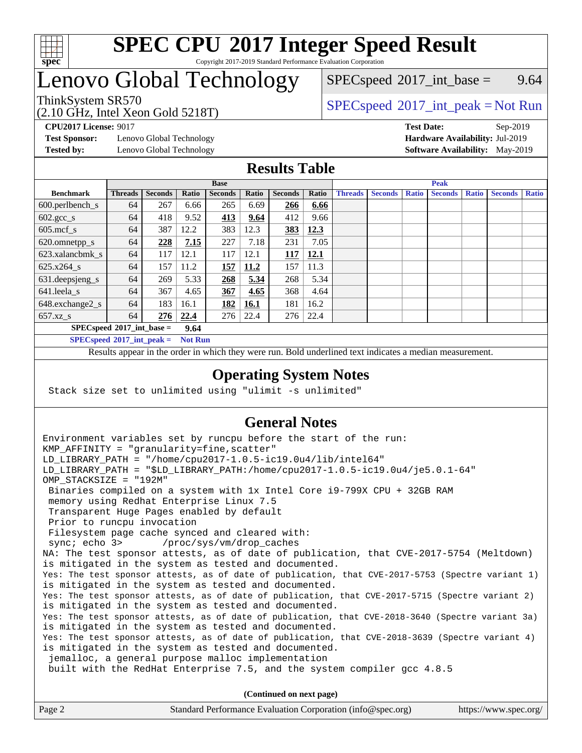# SPEC CPU 2017 Integer Speed Result

Copyright 2017-2019 Standard Performance Evaluation Corporation

# Lenovo Global Technology

ThinkSystem SR570
(2.10 GHz, Intel Xeon Gold 5218T)

SPECspeed 2017_int_base = 9.64

SPECspeed 2017_int_peak = Not Run

**CPU2017 License:** 9017
**Test Sponsor:** Lenovo Global Technology
**Tested by:** Lenovo Global Technology

**Test Date:** Sep-2019
**Hardware Availability:** Jul-2019
**Software Availability:** May-2019

## Results Table

| | Base | | | | | | | Peak | | | | | | |
|---|---|---|---|---|---|---|---|---|---|---|---|---|---|---|
| **Benchmark** | **Threads** | **Seconds** | **Ratio** | **Seconds** | **Ratio** | **Seconds** | **Ratio** | **Threads** | **Seconds** | **Ratio** | **Seconds** | **Ratio** | **Seconds** | **Ratio** |
| 600.perlbench_s | 64 | 267 | 6.66 | 265 | 6.69 | **266** | **6.66** | | | | | | | |
| 602.gcc_s | 64 | 418 | 9.52 | **413** | **9.64** | 412 | 9.66 | | | | | | | |
| 605.mcf_s | 64 | 387 | 12.2 | 383 | 12.3 | **383** | **12.3** | | | | | | | |
| 620.omnetpp_s | 64 | **228** | **7.15** | 227 | 7.18 | 231 | 7.05 | | | | | | | |
| 623.xalancbmk_s | 64 | 117 | 12.1 | 117 | 12.1 | **117** | **12.1** | | | | | | | |
| 625.x264_s | 64 | 157 | 11.2 | **157** | **11.2** | 157 | 11.3 | | | | | | | |
| 631.deepsjeng_s | 64 | 269 | 5.33 | **268** | **5.34** | 268 | 5.34 | | | | | | | |
| 641.leela_s | 64 | 367 | 4.65 | **367** | **4.65** | 368 | 4.64 | | | | | | | |
| 648.exchange2_s | 64 | 183 | 16.1 | **182** | **16.1** | 181 | 16.2 | | | | | | | |
| 657.xz_s | 64 | **276** | **22.4** | 276 | 22.4 | 276 | 22.4 | | | | | | | |

**SPECspeed 2017_int_base = 9.64**

**SPECspeed 2017_int_peak = Not Run**

Results appear in the order in which they were run. Bold underlined text indicates a median measurement.

## Operating System Notes

```
Stack size set to unlimited using "ulimit -s unlimited"
```

## General Notes

```
Environment variables set by runcpu before the start of the run:
KMP_AFFINITY = "granularity=fine,scatter"
LD_LIBRARY_PATH = "/home/cpu2017-1.0.5-ic19.0u4/lib/intel64"
LD_LIBRARY_PATH = "$LD_LIBRARY_PATH:/home/cpu2017-1.0.5-ic19.0u4/je5.0.1-64"
OMP_STACKSIZE = "192M"
 Binaries compiled on a system with 1x Intel Core i9-799X CPU + 32GB RAM
 memory using Redhat Enterprise Linux 7.5
 Transparent Huge Pages enabled by default
 Prior to runcpu invocation
 Filesystem page cache synced and cleared with:
 sync; echo 3>       /proc/sys/vm/drop_caches
NA: The test sponsor attests, as of date of publication, that CVE-2017-5754 (Meltdown)
is mitigated in the system as tested and documented.
Yes: The test sponsor attests, as of date of publication, that CVE-2017-5753 (Spectre variant 1)
is mitigated in the system as tested and documented.
Yes: The test sponsor attests, as of date of publication, that CVE-2017-5715 (Spectre variant 2)
is mitigated in the system as tested and documented.
Yes: The test sponsor attests, as of date of publication, that CVE-2018-3640 (Spectre variant 3a)
is mitigated in the system as tested and documented.
Yes: The test sponsor attests, as of date of publication, that CVE-2018-3639 (Spectre variant 4)
is mitigated in the system as tested and documented.
 jemalloc, a general purpose malloc implementation
 built with the RedHat Enterprise 7.5, and the system compiler gcc 4.8.5
```

**(Continued on next page)**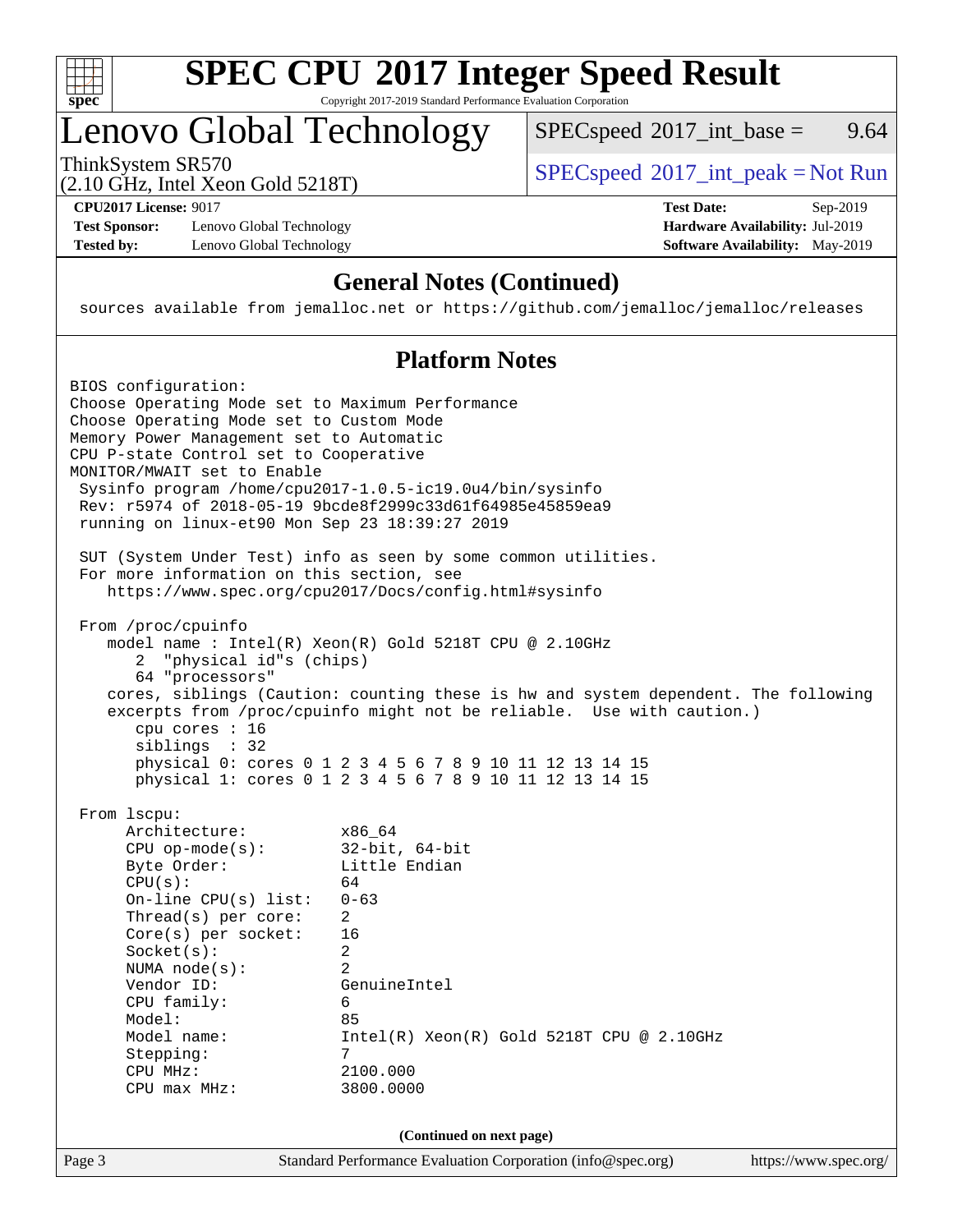# SPEC CPU 2017 Integer Speed Result

Copyright 2017-2019 Standard Performance Evaluation Corporation

## Lenovo Global Technology

ThinkSystem SR570
(2.10 GHz, Intel Xeon Gold 5218T)

SPECspeed 2017_int_base = 9.64

SPECspeed 2017_int_peak = Not Run

**CPU2017 License:** 9017
**Test Sponsor:** Lenovo Global Technology
**Tested by:** Lenovo Global Technology

**Test Date:** Sep-2019
**Hardware Availability:** Jul-2019
**Software Availability:** May-2019

### General Notes (Continued)

```
sources available from jemalloc.net or https://github.com/jemalloc/jemalloc/releases
```

### Platform Notes

```
BIOS configuration:
Choose Operating Mode set to Maximum Performance
Choose Operating Mode set to Custom Mode
Memory Power Management set to Automatic
CPU P-state Control set to Cooperative
MONITOR/MWAIT set to Enable
 Sysinfo program /home/cpu2017-1.0.5-ic19.0u4/bin/sysinfo
 Rev: r5974 of 2018-05-19 9bcde8f2999c33d61f64985e45859ea9
 running on linux-et90 Mon Sep 23 18:39:27 2019

 SUT (System Under Test) info as seen by some common utilities.
 For more information on this section, see
    https://www.spec.org/cpu2017/Docs/config.html#sysinfo

 From /proc/cpuinfo
    model name : Intel(R) Xeon(R) Gold 5218T CPU @ 2.10GHz
       2  "physical id"s (chips)
       64 "processors"
    cores, siblings (Caution: counting these is hw and system dependent. The following
    excerpts from /proc/cpuinfo might not be reliable.  Use with caution.)
       cpu cores : 16
       siblings  : 32
       physical 0: cores 0 1 2 3 4 5 6 7 8 9 10 11 12 13 14 15
       physical 1: cores 0 1 2 3 4 5 6 7 8 9 10 11 12 13 14 15

 From lscpu:
      Architecture:          x86_64
      CPU op-mode(s):        32-bit, 64-bit
      Byte Order:            Little Endian
      CPU(s):                64
      On-line CPU(s) list:   0-63
      Thread(s) per core:    2
      Core(s) per socket:    16
      Socket(s):             2
      NUMA node(s):          2
      Vendor ID:             GenuineIntel
      CPU family:            6
      Model:                 85
      Model name:            Intel(R) Xeon(R) Gold 5218T CPU @ 2.10GHz
      Stepping:              7
      CPU MHz:               2100.000
      CPU max MHz:           3800.0000
```

(Continued on next page)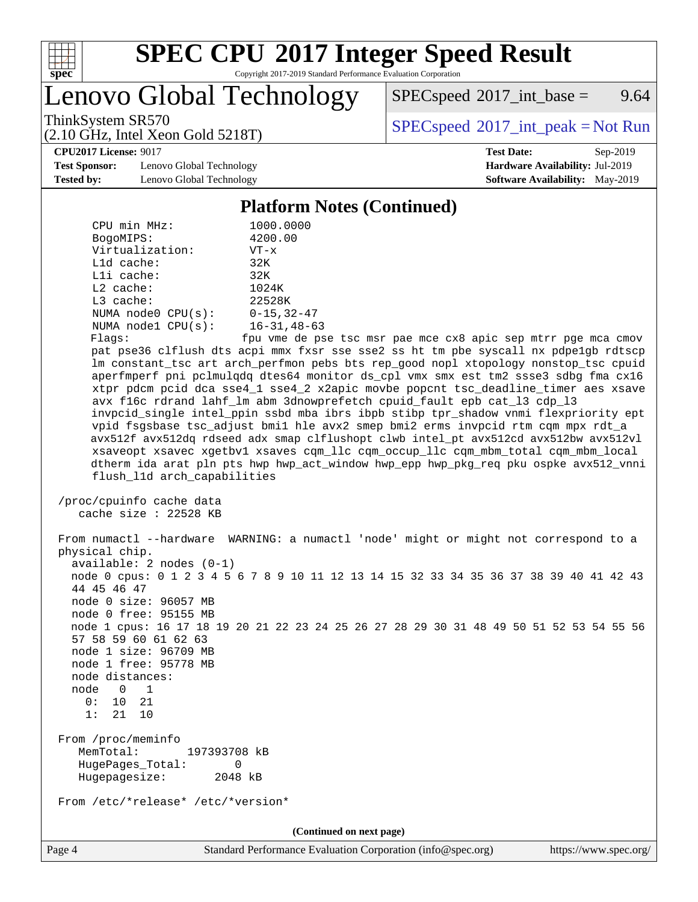## Platform Notes (Continued)

```
CPU min MHz:           1000.0000
BogoMIPS:              4200.00
Virtualization:        VT-x
L1d cache:             32K
L1i cache:             32K
L2 cache:              1024K
L3 cache:              22528K
NUMA node0 CPU(s):     0-15,32-47
NUMA node1 CPU(s):     16-31,48-63
Flags:                 fpu vme de pse tsc msr pae mce cx8 apic sep mtrr pge mca cmov
pat pse36 clflush dts acpi mmx fxsr sse sse2 ss ht tm pbe syscall nx pdpe1gb rdtscp
lm constant_tsc art arch_perfmon pebs bts rep_good nopl xtopology nonstop_tsc cpuid
aperfmperf pni pclmulqdq dtes64 monitor ds_cpl vmx smx est tm2 ssse3 sdbg fma cx16
xtpr pdcm pcid dca sse4_1 sse4_2 x2apic movbe popcnt tsc_deadline_timer aes xsave
avx f16c rdrand lahf_lm abm 3dnowprefetch cpuid_fault epb cat_l3 cdp_l3
invpcid_single intel_ppin ssbd mba ibrs ibpb stibp tpr_shadow vnmi flexpriority ept
vpid fsgsbase tsc_adjust bmi1 hle avx2 smep bmi2 erms invpcid rtm cqm mpx rdt_a
avx512f avx512dq rdseed adx smap clflushopt clwb intel_pt avx512cd avx512bw avx512vl
xsaveopt xsavec xgetbv1 xsaves cqm_llc cqm_occup_llc cqm_mbm_total cqm_mbm_local
dtherm ida arat pln pts hwp hwp_act_window hwp_epp hwp_pkg_req pku ospke avx512_vnni
flush_l1d arch_capabilities

/proc/cpuinfo cache data
   cache size : 22528 KB

From numactl --hardware  WARNING: a numactl 'node' might or might not correspond to a
physical chip.
  available: 2 nodes (0-1)
  node 0 cpus: 0 1 2 3 4 5 6 7 8 9 10 11 12 13 14 15 32 33 34 35 36 37 38 39 40 41 42 43
  44 45 46 47
  node 0 size: 96057 MB
  node 0 free: 95155 MB
  node 1 cpus: 16 17 18 19 20 21 22 23 24 25 26 27 28 29 30 31 48 49 50 51 52 53 54 55 56
  57 58 59 60 61 62 63
  node 1 size: 96709 MB
  node 1 free: 95778 MB
  node distances:
  node   0   1
    0:  10  21
    1:  21  10

From /proc/meminfo
   MemTotal:       197393708 kB
   HugePages_Total:        0
   Hugepagesize:        2048 kB

From /etc/*release* /etc/*version*
```

(Continued on next page)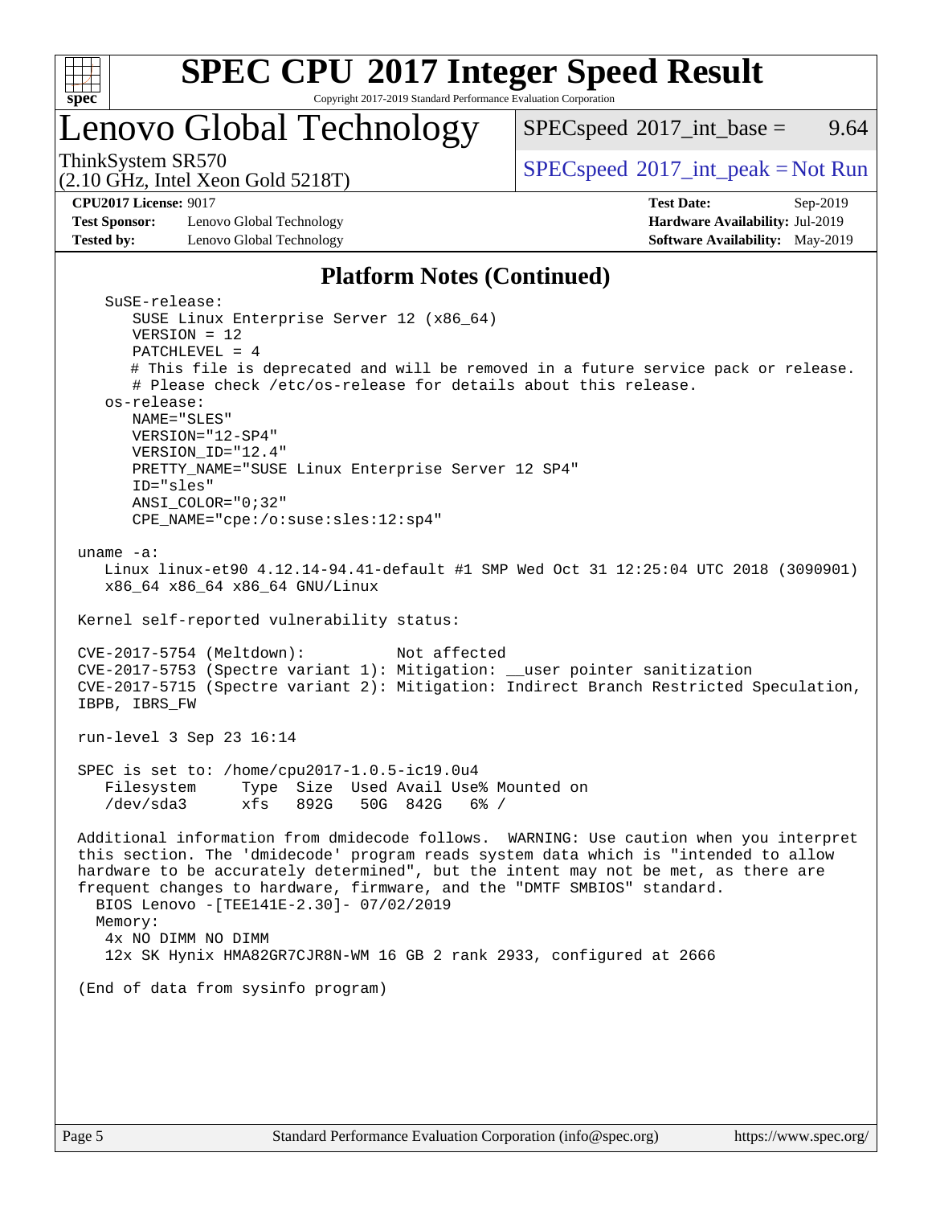## Platform Notes (Continued)

```
  SuSE-release:
     SUSE Linux Enterprise Server 12 (x86_64)
     VERSION = 12
     PATCHLEVEL = 4
     # This file is deprecated and will be removed in a future service pack or release.
     # Please check /etc/os-release for details about this release.
  os-release:
     NAME="SLES"
     VERSION="12-SP4"
     VERSION_ID="12.4"
     PRETTY_NAME="SUSE Linux Enterprise Server 12 SP4"
     ID="sles"
     ANSI_COLOR="0;32"
     CPE_NAME="cpe:/o:suse:sles:12:sp4"

uname -a:
  Linux linux-et90 4.12.14-94.41-default #1 SMP Wed Oct 31 12:25:04 UTC 2018 (3090901)
  x86_64 x86_64 x86_64 GNU/Linux

Kernel self-reported vulnerability status:

CVE-2017-5754 (Meltdown):          Not affected
CVE-2017-5753 (Spectre variant 1): Mitigation: __user pointer sanitization
CVE-2017-5715 (Spectre variant 2): Mitigation: Indirect Branch Restricted Speculation,
IBPB, IBRS_FW

run-level 3 Sep 23 16:14

SPEC is set to: /home/cpu2017-1.0.5-ic19.0u4
  Filesystem     Type  Size  Used Avail Use% Mounted on
  /dev/sda3      xfs   892G   50G  842G   6% /

Additional information from dmidecode follows.  WARNING: Use caution when you interpret
this section. The 'dmidecode' program reads system data which is "intended to allow
hardware to be accurately determined", but the intent may not be met, as there are
frequent changes to hardware, firmware, and the "DMTF SMBIOS" standard.
  BIOS Lenovo -[TEE141E-2.30]- 07/02/2019
  Memory:
   4x NO DIMM NO DIMM
   12x SK Hynix HMA82GR7CJR8N-WM 16 GB 2 rank 2933, configured at 2666

(End of data from sysinfo program)
```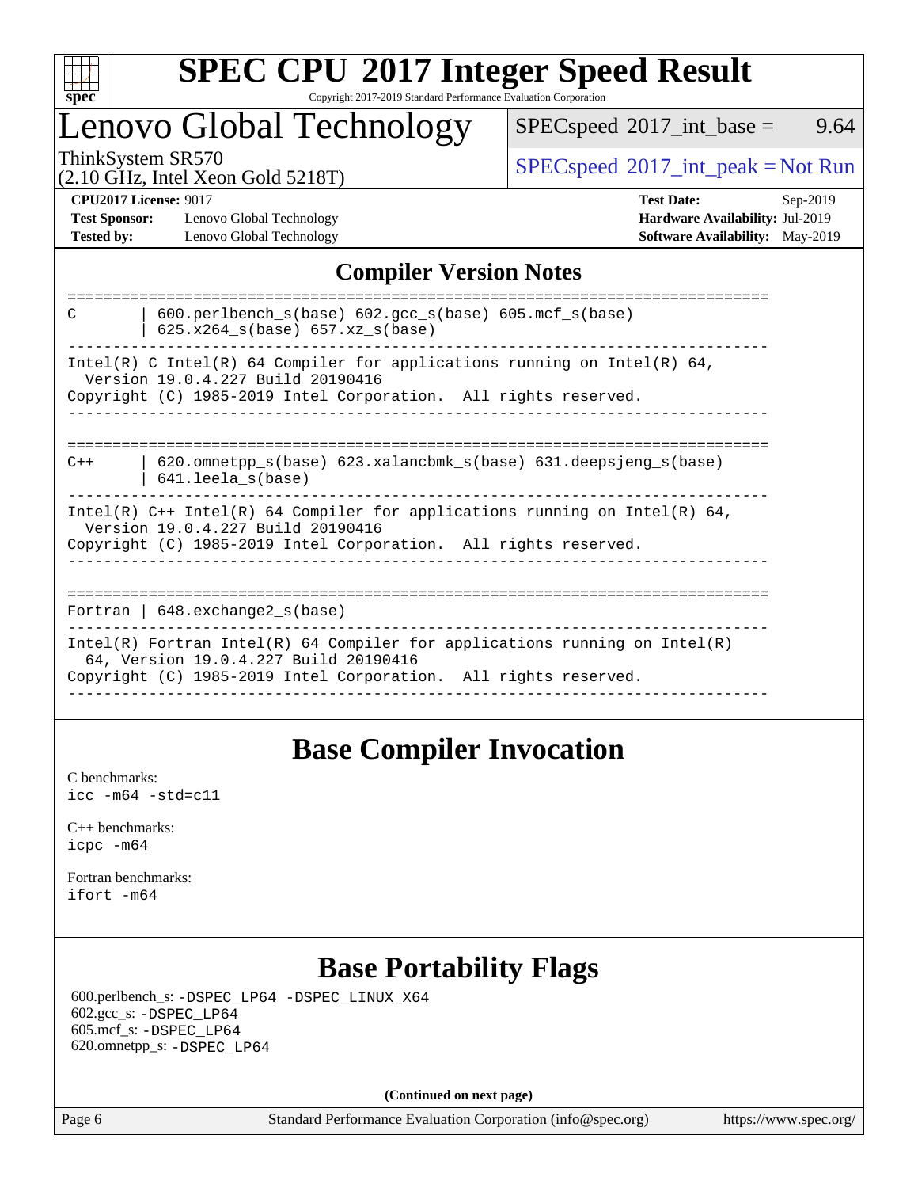# SPEC CPU 2017 Integer Speed Result

Copyright 2017-2019 Standard Performance Evaluation Corporation

# Lenovo Global Technology

ThinkSystem SR570
(2.10 GHz, Intel Xeon Gold 5218T)

SPECspeed 2017_int_base = 9.64

SPECspeed 2017_int_peak = Not Run

**CPU2017 License:** 9017
**Test Sponsor:** Lenovo Global Technology
**Tested by:** Lenovo Global Technology

**Test Date:** Sep-2019
**Hardware Availability:** Jul-2019
**Software Availability:** May-2019

## Compiler Version Notes

```
==============================================================================
C       | 600.perlbench_s(base) 602.gcc_s(base) 605.mcf_s(base)
        | 625.x264_s(base) 657.xz_s(base)
------------------------------------------------------------------------------
Intel(R) C Intel(R) 64 Compiler for applications running on Intel(R) 64,
  Version 19.0.4.227 Build 20190416
Copyright (C) 1985-2019 Intel Corporation.  All rights reserved.
------------------------------------------------------------------------------

==============================================================================
C++     | 620.omnetpp_s(base) 623.xalancbmk_s(base) 631.deepsjeng_s(base)
        | 641.leela_s(base)
------------------------------------------------------------------------------
Intel(R) C++ Intel(R) 64 Compiler for applications running on Intel(R) 64,
  Version 19.0.4.227 Build 20190416
Copyright (C) 1985-2019 Intel Corporation.  All rights reserved.
------------------------------------------------------------------------------

==============================================================================
Fortran | 648.exchange2_s(base)
------------------------------------------------------------------------------
Intel(R) Fortran Intel(R) 64 Compiler for applications running on Intel(R)
  64, Version 19.0.4.227 Build 20190416
Copyright (C) 1985-2019 Intel Corporation.  All rights reserved.
------------------------------------------------------------------------------
```

## Base Compiler Invocation

C benchmarks:
`icc -m64 -std=c11`

C++ benchmarks:
`icpc -m64`

Fortran benchmarks:
`ifort -m64`

## Base Portability Flags

600.perlbench_s: `-DSPEC_LP64 -DSPEC_LINUX_X64`
602.gcc_s: `-DSPEC_LP64`
605.mcf_s: `-DSPEC_LP64`
620.omnetpp_s: `-DSPEC_LP64`

**(Continued on next page)**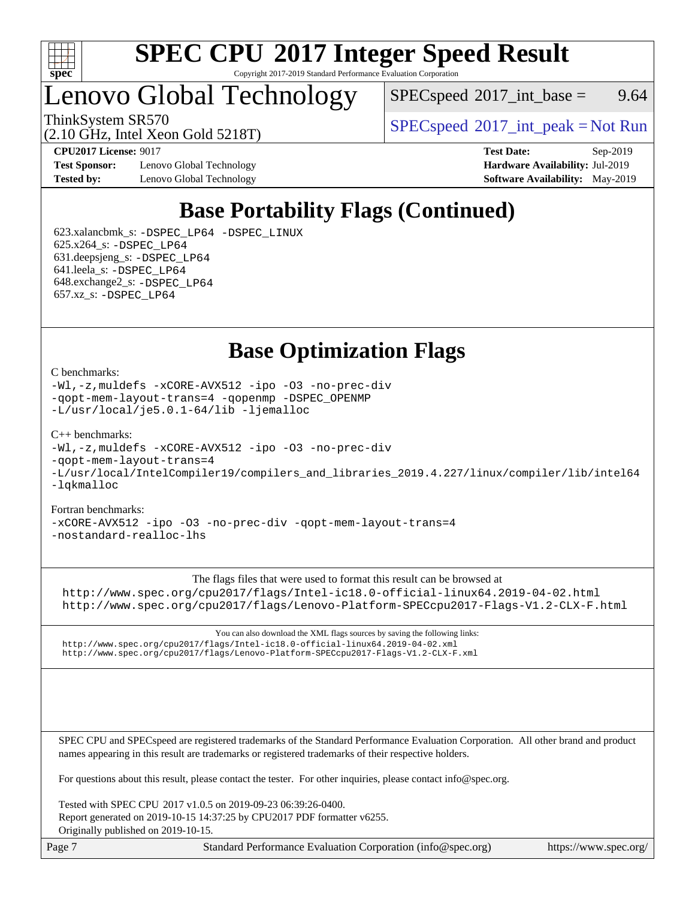# SPEC CPU 2017 Integer Speed Result

Copyright 2017-2019 Standard Performance Evaluation Corporation

# Lenovo Global Technology

ThinkSystem SR570
(2.10 GHz, Intel Xeon Gold 5218T)

SPECspeed 2017_int_base = 9.64

SPECspeed 2017_int_peak = Not Run

**CPU2017 License:** 9017
**Test Sponsor:** Lenovo Global Technology
**Tested by:** Lenovo Global Technology

**Test Date:** Sep-2019
**Hardware Availability:** Jul-2019
**Software Availability:** May-2019

## Base Portability Flags (Continued)

623.xalancbmk_s: -DSPEC_LP64 -DSPEC_LINUX
625.x264_s: -DSPEC_LP64
631.deepsjeng_s: -DSPEC_LP64
641.leela_s: -DSPEC_LP64
648.exchange2_s: -DSPEC_LP64
657.xz_s: -DSPEC_LP64

## Base Optimization Flags

C benchmarks:
```
-Wl,-z,muldefs -xCORE-AVX512 -ipo -O3 -no-prec-div
-qopt-mem-layout-trans=4 -qopenmp -DSPEC_OPENMP
-L/usr/local/je5.0.1-64/lib -ljemalloc
```

C++ benchmarks:
```
-Wl,-z,muldefs -xCORE-AVX512 -ipo -O3 -no-prec-div
-qopt-mem-layout-trans=4
-L/usr/local/IntelCompiler19/compilers_and_libraries_2019.4.227/linux/compiler/lib/intel64
-lqkmalloc
```

Fortran benchmarks:
```
-xCORE-AVX512 -ipo -O3 -no-prec-div -qopt-mem-layout-trans=4
-nostandard-realloc-lhs
```

The flags files that were used to format this result can be browsed at
http://www.spec.org/cpu2017/flags/Intel-ic18.0-official-linux64.2019-04-02.html
http://www.spec.org/cpu2017/flags/Lenovo-Platform-SPECcpu2017-Flags-V1.2-CLX-F.html

You can also download the XML flags sources by saving the following links:
http://www.spec.org/cpu2017/flags/Intel-ic18.0-official-linux64.2019-04-02.xml
http://www.spec.org/cpu2017/flags/Lenovo-Platform-SPECcpu2017-Flags-V1.2-CLX-F.xml

SPEC CPU and SPECspeed are registered trademarks of the Standard Performance Evaluation Corporation. All other brand and product names appearing in this result are trademarks or registered trademarks of their respective holders.

For questions about this result, please contact the tester. For other inquiries, please contact info@spec.org.

Tested with SPEC CPU 2017 v1.0.5 on 2019-09-23 06:39:26-0400.
Report generated on 2019-10-15 14:37:25 by CPU2017 PDF formatter v6255.
Originally published on 2019-10-15.